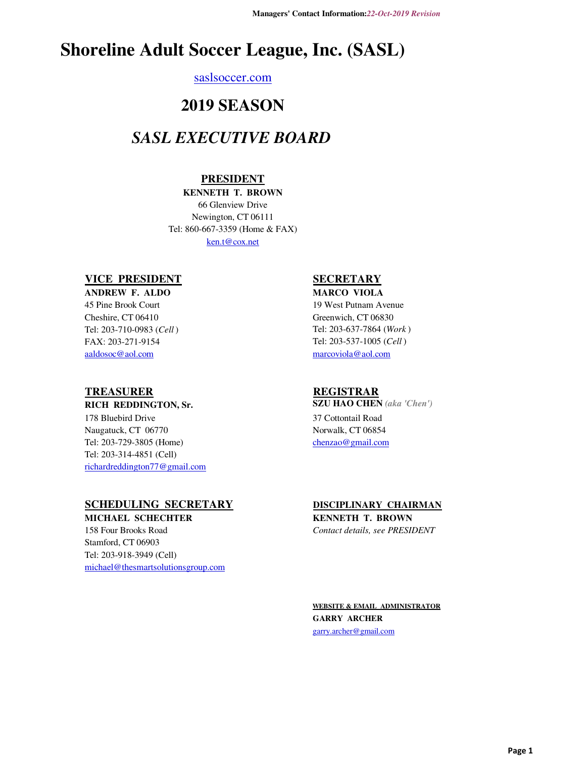# Shoreline Adult Soccer League, Inc. (SASL)

saslsoccer.com

## 2019 SEASON

## *SASL EXECUTIVE BOARD*

### PRESIDENT

**KENNETH T. BROWN**
66 Glenview Drive
Newington, CT 06111
Tel: 860-667-3359 (Home & FAX)
ken.t@cox.net

### VICE PRESIDENT

**ANDREW F. ALDO**
45 Pine Brook Court
Cheshire, CT 06410
Tel: 203-710-0983 (*Cell*)
FAX: 203-271-9154
aaldosoc@aol.com

### SECRETARY

**MARCO VIOLA**
19 West Putnam Avenue
Greenwich, CT 06830
Tel: 203-637-7864 (*Work*)
Tel: 203-537-1005 (*Cell*)
marcoviola@aol.com

### TREASURER

**RICH REDDINGTON, Sr.**
178 Bluebird Drive
Naugatuck, CT 06770
Tel: 203-729-3805 (Home)
Tel: 203-314-4851 (Cell)
richardreddington77@gmail.com

### REGISTRAR

**SZU HAO CHEN** *(aka 'Chen')*
37 Cottontail Road
Norwalk, CT 06854
chenzao@gmail.com

### SCHEDULING SECRETARY

**MICHAEL SCHECHTER**
158 Four Brooks Road
Stamford, CT 06903
Tel: 203-918-3949 (Cell)
michael@thesmartsolutionsgroup.com

### DISCIPLINARY CHAIRMAN

**KENNETH T. BROWN**
*Contact details, see PRESIDENT*

### WEBSITE & EMAIL ADMINISTRATOR

**GARRY ARCHER**
garry.archer@gmail.com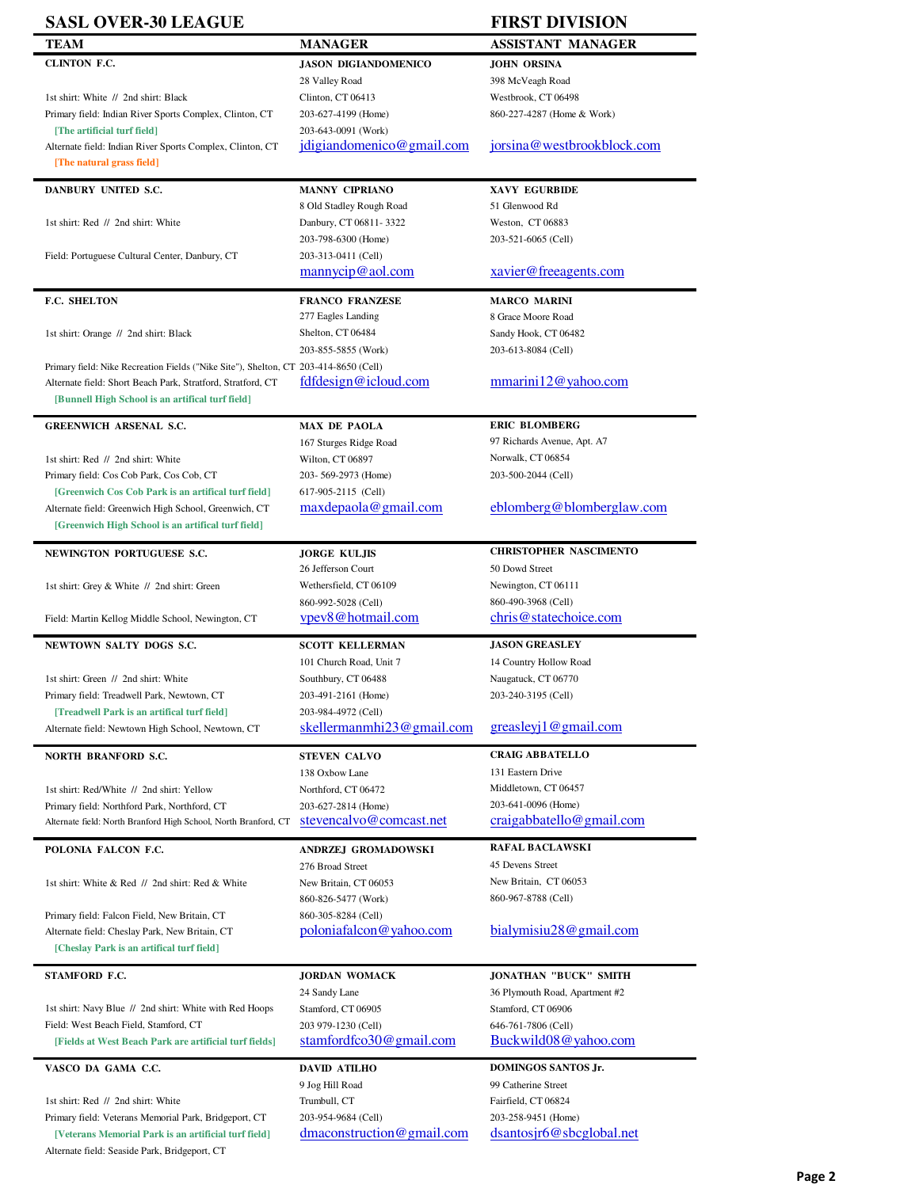# SASL OVER-30 LEAGUE — FIRST DIVISION

| TEAM | MANAGER | ASSISTANT MANAGER |
|---|---|---|
| **CLINTON F.C.**<br>1st shirt: White // 2nd shirt: Black<br>Primary field: Indian River Sports Complex, Clinton, CT<br>**[The artificial turf field]**<br>Alternate field: Indian River Sports Complex, Clinton, CT<br>**[The natural grass field]** | **JASON DIGIANDOMENICO**<br>28 Valley Road<br>Clinton, CT 06413<br>203-627-4199 (Home)<br>203-643-0091 (Work)<br>jdigiandomenico@gmail.com | **JOHN ORSINA**<br>398 McVeagh Road<br>Westbrook, CT 06498<br>860-227-4287 (Home & Work)<br>jorsina@westbrookblock.com |
| **DANBURY UNITED S.C.**<br>1st shirt: Red // 2nd shirt: White<br>Field: Portuguese Cultural Center, Danbury, CT | **MANNY CIPRIANO**<br>8 Old Stadley Rough Road<br>Danbury, CT 06811- 3322<br>203-798-6300 (Home)<br>203-313-0411 (Cell)<br>mannycip@aol.com | **XAVY EGURBIDE**<br>51 Glenwood Rd<br>Weston, CT 06883<br>203-521-6065 (Cell)<br>xavier@freeagents.com |
| **F.C. SHELTON**<br>1st shirt: Orange // 2nd shirt: Black<br>Primary field: Nike Recreation Fields ("Nike Site"), Shelton, CT<br>Alternate field: Short Beach Park, Stratford, Stratford, CT<br>**[Bunnell High School is an artifical turf field]** | **FRANCO FRANZESE**<br>277 Eagles Landing<br>Shelton, CT 06484<br>203-855-5855 (Work)<br>203-414-8650 (Cell)<br>fdfdesign@icloud.com | **MARCO MARINI**<br>8 Grace Moore Road<br>Sandy Hook, CT 06482<br>203-613-8084 (Cell)<br>mmarini12@yahoo.com |
| **GREENWICH ARSENAL S.C.**<br>1st shirt: Red // 2nd shirt: White<br>Primary field: Cos Cob Park, Cos Cob, CT<br>**[Greenwich Cos Cob Park is an artifical turf field]**<br>Alternate field: Greenwich High School, Greenwich, CT<br>**[Greenwich High School is an artifical turf field]** | **MAX DE PAOLA**<br>167 Sturges Ridge Road<br>Wilton, CT 06897<br>203- 569-2973 (Home)<br>617-905-2115 (Cell)<br>maxdepaola@gmail.com | **ERIC BLOMBERG**<br>97 Richards Avenue, Apt. A7<br>Norwalk, CT 06854<br>203-500-2044 (Cell)<br>eblomberg@blomberglaw.com |
| **NEWINGTON PORTUGUESE S.C.**<br>1st shirt: Grey & White // 2nd shirt: Green<br>Field: Martin Kellog Middle School, Newington, CT | **JORGE KULJIS**<br>26 Jefferson Court<br>Wethersfield, CT 06109<br>860-992-5028 (Cell)<br>vpev8@hotmail.com | **CHRISTOPHER NASCIMENTO**<br>50 Dowd Street<br>Newington, CT 06111<br>860-490-3968 (Cell)<br>chris@statechoice.com |
| **NEWTOWN SALTY DOGS S.C.**<br>1st shirt: Green // 2nd shirt: White<br>Primary field: Treadwell Park, Newtown, CT<br>**[Treadwell Park is an artifical turf field]**<br>Alternate field: Newtown High School, Newtown, CT | **SCOTT KELLERMAN**<br>101 Church Road, Unit 7<br>Southbury, CT 06488<br>203-491-2161 (Home)<br>203-984-4972 (Cell)<br>skellermanmhi23@gmail.com | **JASON GREASLEY**<br>14 Country Hollow Road<br>Naugatuck, CT 06770<br>203-240-3195 (Cell)<br>greasleyj1@gmail.com |
| **NORTH BRANFORD S.C.**<br>1st shirt: Red/White // 2nd shirt: Yellow<br>Primary field: Northford Park, Northford, CT<br>Alternate field: North Branford High School, North Branford, CT | **STEVEN CALVO**<br>138 Oxbow Lane<br>Northford, CT 06472<br>203-627-2814 (Home)<br>stevencalvo@comcast.net | **CRAIG ABBATELLO**<br>131 Eastern Drive<br>Middletown, CT 06457<br>203-641-0096 (Home)<br>craigabbatello@gmail.com |
| **POLONIA FALCON F.C.**<br>1st shirt: White & Red // 2nd shirt: Red & White<br>Primary field: Falcon Field, New Britain, CT<br>Alternate field: Cheslay Park, New Britain, CT<br>**[Cheslay Park is an artifical turf field]** | **ANDRZEJ GROMADOWSKI**<br>276 Broad Street<br>New Britain, CT 06053<br>860-826-5477 (Work)<br>860-305-8284 (Cell)<br>poloniafalcon@yahoo.com | **RAFAL BACLAWSKI**<br>45 Devens Street<br>New Britain, CT 06053<br>860-967-8788 (Cell)<br>bialymisiu28@gmail.com |
| **STAMFORD F.C.**<br>1st shirt: Navy Blue // 2nd shirt: White with Red Hoops<br>Field: West Beach Field, Stamford, CT<br>**[Fields at West Beach Park are artificial turf fields]** | **JORDAN WOMACK**<br>24 Sandy Lane<br>Stamford, CT 06905<br>203 979-1230 (Cell)<br>stamfordfco30@gmail.com | **JONATHAN "BUCK" SMITH**<br>36 Plymouth Road, Apartment #2<br>Stamford, CT 06906<br>646-761-7806 (Cell)<br>Buckwild08@yahoo.com |
| **VASCO DA GAMA C.C.**<br>1st shirt: Red // 2nd shirt: White<br>Primary field: Veterans Memorial Park, Bridgeport, CT<br>**[Veterans Memorial Park is an artificial turf field]**<br>Alternate field: Seaside Park, Bridgeport, CT | **DAVID ATILHO**<br>9 Jog Hill Road<br>Trumbull, CT<br>203-954-9684 (Cell)<br>dmaconstruction@gmail.com | **DOMINGOS SANTOS Jr.**<br>99 Catherine Street<br>Fairfield, CT 06824<br>203-258-9451 (Home)<br>dsantosjr6@sbcglobal.net |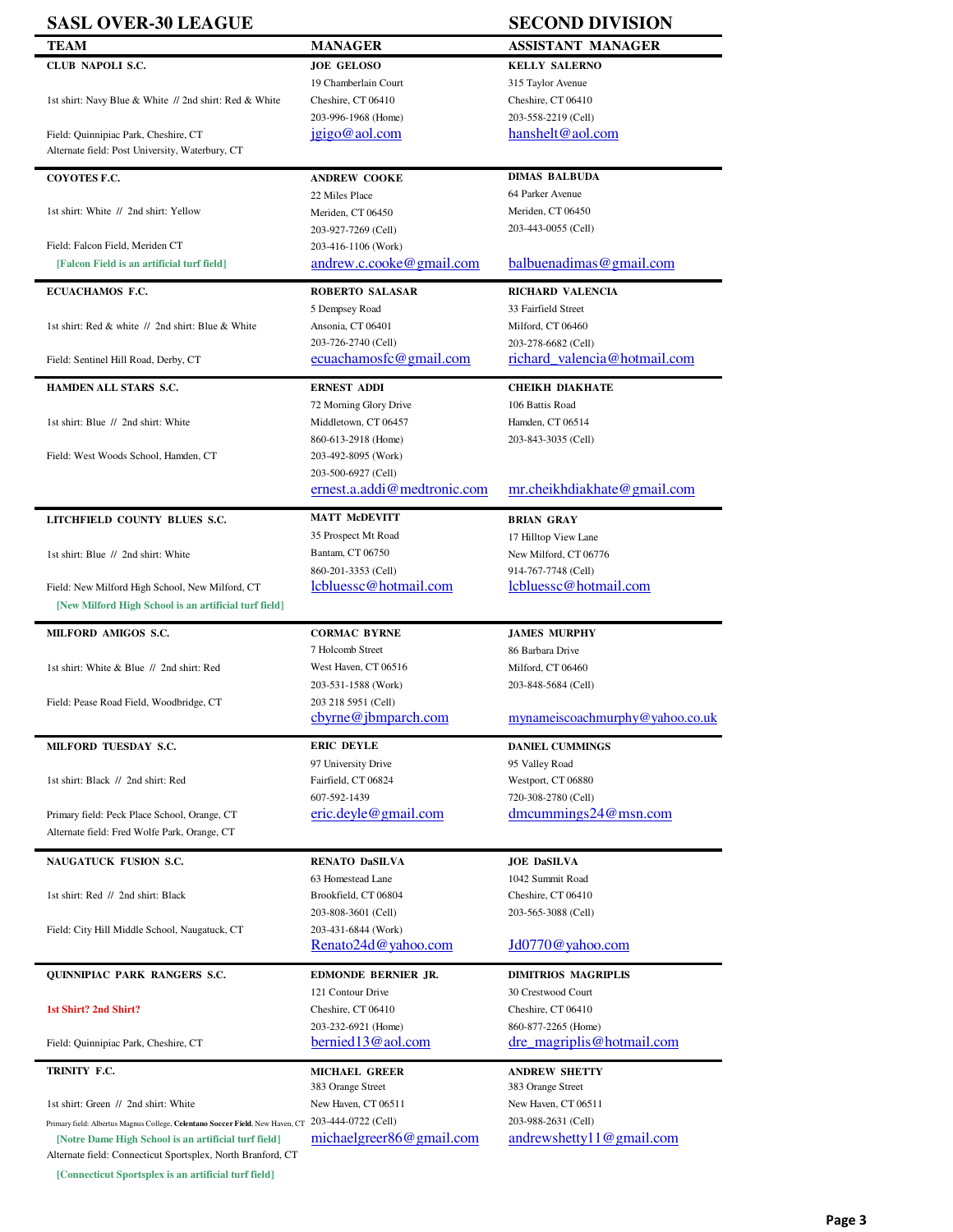# SASL OVER-30 LEAGUE — SECOND DIVISION

| TEAM | MANAGER | ASSISTANT MANAGER |
|---|---|---|
| **CLUB NAPOLI S.C.**<br>1st shirt: Navy Blue & White // 2nd shirt: Red & White<br>Field: Quinnipiac Park, Cheshire, CT<br>Alternate field: Post University, Waterbury, CT | **JOE GELOSO**<br>19 Chamberlain Court<br>Cheshire, CT 06410<br>203-996-1968 (Home)<br>jgigo@aol.com | **KELLY SALERNO**<br>315 Taylor Avenue<br>Cheshire, CT 06410<br>203-558-2219 (Cell)<br>hanshelt@aol.com |
| **COYOTES F.C.**<br>1st shirt: White // 2nd shirt: Yellow<br>Field: Falcon Field, Meriden CT<br>[Falcon Field is an artificial turf field] | **ANDREW COOKE**<br>22 Miles Place<br>Meriden, CT 06450<br>203-927-7269 (Cell)<br>203-416-1106 (Work)<br>andrew.c.cooke@gmail.com | **DIMAS BALBUDA**<br>64 Parker Avenue<br>Meriden, CT 06450<br>203-443-0055 (Cell)<br>balbuenadimas@gmail.com |
| **ECUACHAMOS F.C.**<br>1st shirt: Red & white // 2nd shirt: Blue & White<br>Field: Sentinel Hill Road, Derby, CT | **ROBERTO SALASAR**<br>5 Dempsey Road<br>Ansonia, CT 06401<br>203-726-2740 (Cell)<br>ecuachamosfc@gmail.com | **RICHARD VALENCIA**<br>33 Fairfield Street<br>Milford, CT 06460<br>203-278-6682 (Cell)<br>richard_valencia@hotmail.com |
| **HAMDEN ALL STARS S.C.**<br>1st shirt: Blue // 2nd shirt: White<br>Field: West Woods School, Hamden, CT | **ERNEST ADDI**<br>72 Morning Glory Drive<br>Middletown, CT 06457<br>860-613-2918 (Home)<br>203-492-8095 (Work)<br>203-500-6927 (Cell)<br>ernest.a.addi@medtronic.com | **CHEIKH DIAKHATE**<br>106 Battis Road<br>Hamden, CT 06514<br>203-843-3035 (Cell)<br>mr.cheikhdiakhate@gmail.com |
| **LITCHFIELD COUNTY BLUES S.C.**<br>1st shirt: Blue // 2nd shirt: White<br>Field: New Milford High School, New Milford, CT<br>[New Milford High School is an artificial turf field] | **MATT McDEVITT**<br>35 Prospect Mt Road<br>Bantam, CT 06750<br>860-201-3353 (Cell)<br>lcbluessc@hotmail.com | **BRIAN GRAY**<br>17 Hilltop View Lane<br>New Milford, CT 06776<br>914-767-7748 (Cell)<br>lcbluessc@hotmail.com |
| **MILFORD AMIGOS S.C.**<br>1st shirt: White & Blue // 2nd shirt: Red<br>Field: Pease Road Field, Woodbridge, CT | **CORMAC BYRNE**<br>7 Holcomb Street<br>West Haven, CT 06516<br>203-531-1588 (Work)<br>203 218 5951 (Cell)<br>cbyrne@jbmparch.com | **JAMES MURPHY**<br>86 Barbara Drive<br>Milford, CT 06460<br>203-848-5684 (Cell)<br>mynameiscoachmurphy@yahoo.co.uk |
| **MILFORD TUESDAY S.C.**<br>1st shirt: Black // 2nd shirt: Red<br>Primary field: Peck Place School, Orange, CT<br>Alternate field: Fred Wolfe Park, Orange, CT | **ERIC DEYLE**<br>97 University Drive<br>Fairfield, CT 06824<br>607-592-1439<br>eric.deyle@gmail.com | **DANIEL CUMMINGS**<br>95 Valley Road<br>Westport, CT 06880<br>720-308-2780 (Cell)<br>dmcummings24@msn.com |
| **NAUGATUCK FUSION S.C.**<br>1st shirt: Red // 2nd shirt: Black<br>Field: City Hill Middle School, Naugatuck, CT | **RENATO DaSILVA**<br>63 Homestead Lane<br>Brookfield, CT 06804<br>203-808-3601 (Cell)<br>203-431-6844 (Work)<br>Renato24d@yahoo.com | **JOE DaSILVA**<br>1042 Summit Road<br>Cheshire, CT 06410<br>203-565-3088 (Cell)<br>Jd0770@yahoo.com |
| **QUINNIPIAC PARK RANGERS S.C.**<br>1st Shirt? 2nd Shirt?<br>Field: Quinnipiac Park, Cheshire, CT | **EDMONDE BERNIER JR.**<br>121 Contour Drive<br>Cheshire, CT 06410<br>203-232-6921 (Home)<br>bernied13@aol.com | **DIMITRIOS MAGRIPLIS**<br>30 Crestwood Court<br>Cheshire, CT 06410<br>860-877-2265 (Home)<br>dre_magriplis@hotmail.com |
| **TRINITY F.C.**<br>1st shirt: Green // 2nd shirt: White<br>Primary field: Albertus Magnus College, **Celentano Soccer Field**, New Haven, CT<br>[Notre Dame High School is an artificial turf field]<br>Alternate field: Connecticut Sportsplex, North Branford, CT<br>[Connecticut Sportsplex is an artificial turf field] | **MICHAEL GREER**<br>383 Orange Street<br>New Haven, CT 06511<br>203-444-0722 (Cell)<br>michaelgreer86@gmail.com | **ANDREW SHETTY**<br>383 Orange Street<br>New Haven, CT 06511<br>203-988-2631 (Cell)<br>andrewshetty11@gmail.com |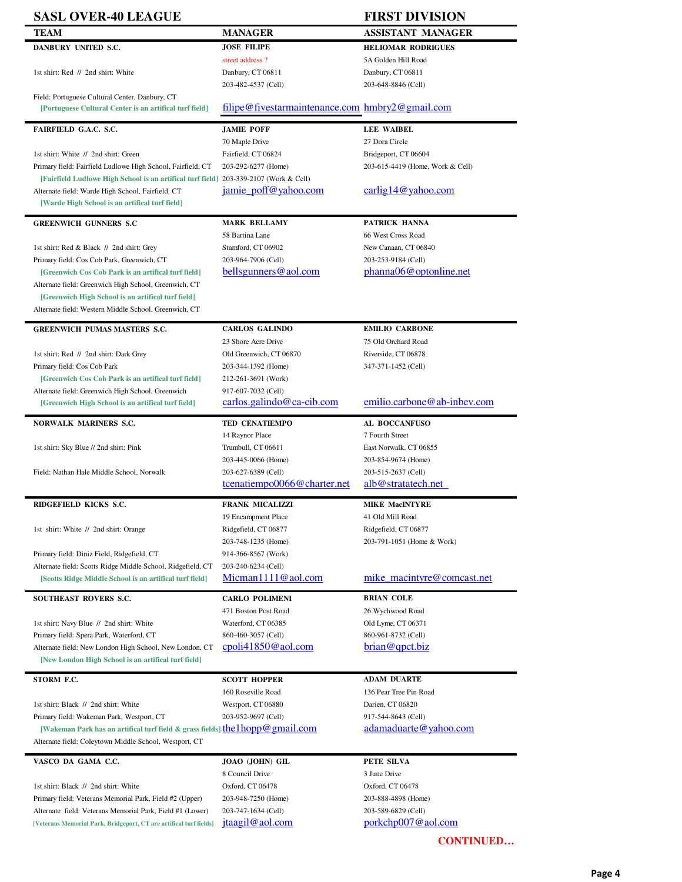## SASL OVER-40 LEAGUE — FIRST DIVISION

| TEAM | MANAGER | ASSISTANT MANAGER |
|---|---|---|
| **DANBURY UNITED S.C.**<br><br>1st shirt: Red // 2nd shirt: White<br><br>Field: Portuguese Cultural Center, Danbury, CT<br>[Portuguese Cultural Center is an artifical turf field] | **JOSE FILIPE**<br>street address ?<br>Danbury, CT 06811<br>203-482-4537 (Cell)<br>filipe@fivestarmaintenance.com | **HELIOMAR RODRIGUES**<br>5A Golden Hill Road<br>Danbury, CT 06811<br>203-648-8846 (Cell)<br>hmbry2@gmail.com |
| **FAIRFIELD G.A.C. S.C.**<br><br>1st shirt: White // 2nd shirt: Green<br>Primary field: Fairfield Ludlowe High School, Fairfield, CT<br>[Fairfield Ludlowe High School is an artifical turf field]<br>Alternate field: Warde High School, Fairfield, CT<br>[Warde High School is an artifical turf field] | **JAMIE POFF**<br>70 Maple Drive<br>Fairfield, CT 06824<br>203-292-6277 (Home)<br>203-339-2107 (Work & Cell)<br>jamie_poff@yahoo.com | **LEE WAIBEL**<br>27 Dora Circle<br>Bridgeport, CT 06604<br>203-615-4419 (Home, Work & Cell)<br><br>carlig14@yahoo.com |
| **GREENWICH GUNNERS S.C**<br><br>1st shirt: Red & Black // 2nd shirt: Grey<br>Primary field: Cos Cob Park, Greenwich, CT<br>[Greenwich Cos Cob Park is an artifical turf field]<br>Alternate field: Greenwich High School, Greenwich, CT<br>[Greenwich High School is an artifical turf field]<br>Alternate field: Western Middle School, Greenwich, CT | **MARK BELLAMY**<br>58 Bartina Lane<br>Stamford, CT 06902<br>203-964-7906 (Cell)<br>bellsgunners@aol.com | **PATRICK HANNA**<br>66 West Cross Road<br>New Canaan, CT 06840<br>203-253-9184 (Cell)<br>phanna06@optonline.net |
| **GREENWICH PUMAS MASTERS S.C.**<br><br>1st shirt: Red // 2nd shirt: Dark Grey<br>Primary field: Cos Cob Park<br>[Greenwich Cos Cob Park is an artifical turf field]<br>Alternate field: Greenwich High School, Greenwich<br>[Greenwich High School is an artifical turf field] | **CARLOS GALINDO**<br>23 Shore Acre Drive<br>Old Greenwich, CT 06870<br>203-344-1392 (Home)<br>212-261-3691 (Work)<br>917-607-7032 (Cell)<br>carlos.galindo@ca-cib.com | **EMILIO CARBONE**<br>75 Old Orchard Road<br>Riverside, CT 06878<br>347-371-1452 (Cell)<br><br><br>emilio.carbone@ab-inbev.com |
| **NORWALK MARINERS S.C.**<br><br>1st shirt: Sky Blue // 2nd shirt: Pink<br><br>Field: Nathan Hale Middle School, Norwalk | **TED CENATIEMPO**<br>14 Raynor Place<br>Trumbull, CT 06611<br>203-445-0066 (Home)<br>203-627-6389 (Cell)<br>tcenatiempo0066@charter.net | **AL BOCCANFUSO**<br>7 Fourth Street<br>East Norwalk, CT 06855<br>203-854-9674 (Home)<br>203-515-2637 (Cell)<br>alb@stratatech.net |
| **RIDGEFIELD KICKS S.C.**<br><br>1st shirt: White // 2nd shirt: Orange<br><br>Primary field: Diniz Field, Ridgefield, CT<br>Alternate field: Scotts Ridge Middle School, Ridgefield, CT<br>[Scotts Ridge Middle School is an artifical turf field] | **FRANK MICALIZZI**<br>19 Encampment Place<br>Ridgefield, CT 06877<br>203-748-1235 (Home)<br>914-366-8567 (Work)<br>203-240-6234 (Cell)<br>Micman1111@aol.com | **MIKE MacINTYRE**<br>41 Old Mill Road<br>Ridgefield, CT 06877<br>203-791-1051 (Home & Work)<br><br><br>mike_macintyre@comcast.net |
| **SOUTHEAST ROVERS S.C.**<br><br>1st shirt: Navy Blue // 2nd shirt: White<br>Primary field: Spera Park, Waterford, CT<br>Alternate field: New London High School, New London, CT<br>[New London High School is an artifical turf field] | **CARLO POLIMENI**<br>471 Boston Post Road<br>Waterford, CT 06385<br>860-460-3057 (Cell)<br>cpoli41850@aol.com | **BRIAN COLE**<br>26 Wychwood Road<br>Old Lyme, CT 06371<br>860-961-8732 (Cell)<br>brian@qpct.biz |
| **STORM F.C.**<br><br>1st shirt: Black // 2nd shirt: White<br>Primary field: Wakeman Park, Westport, CT<br>[Wakeman Park has an artifical turf field & grass fields]<br>Alternate field: Coleytown Middle School, Westport, CT | **SCOTT HOPPER**<br>160 Roseville Road<br>Westport, CT 06880<br>203-952-9697 (Cell)<br>the1hopp@gmail.com | **ADAM DUARTE**<br>136 Pear Tree Pin Road<br>Darien, CT 06820<br>917-544-8643 (Cell)<br>adamaduarte@yahoo.com |
| **VASCO DA GAMA C.C.**<br><br>1st shirt: Black // 2nd shirt: White<br>Primary field: Veterans Memorial Park, Field #2 (Upper)<br>Alternate field: Veterans Memorial Park, Field #1 (Lower)<br>[Veterans Memorial Park, Bridgeport, CT are artifical turf fields] | **JOAO (JOHN) GIL**<br>8 Council Drive<br>Oxford, CT 06478<br>203-948-7250 (Home)<br>203-747-1634 (Cell)<br>jtaagil@aol.com | **PETE SILVA**<br>3 June Drive<br>Oxford, CT 06478<br>203-888-4898 (Home)<br>203-589-6829 (Cell)<br>porkchp007@aol.com |

**CONTINUED…**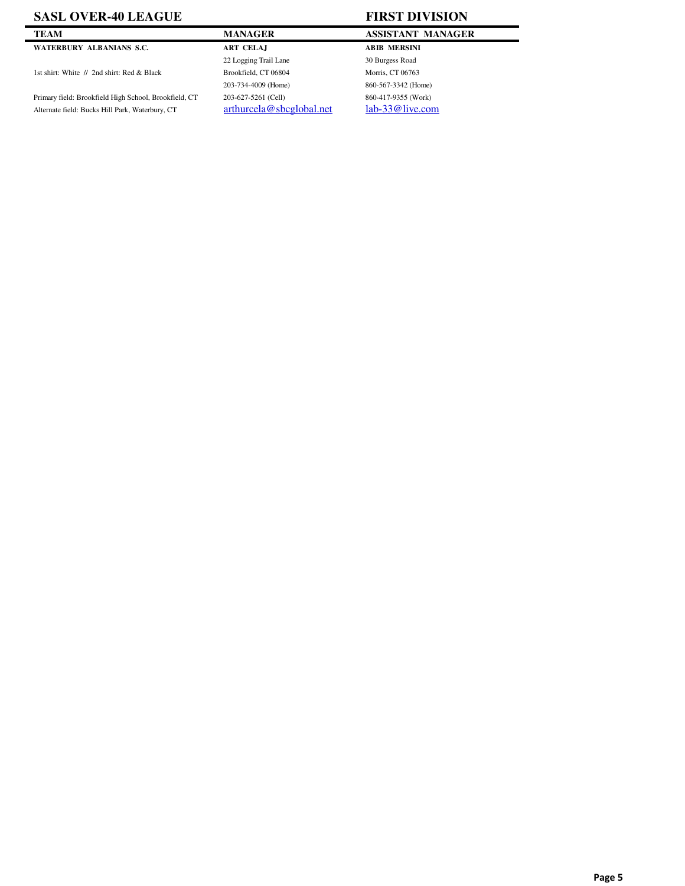## SASL OVER-40 LEAGUE — FIRST DIVISION

| TEAM | MANAGER | ASSISTANT MANAGER |
|---|---|---|
| **WATERBURY ALBANIANS S.C.** | **ART CELAJ** | **ABIB MERSINI** |
| | 22 Logging Trail Lane | 30 Burgess Road |
| 1st shirt: White // 2nd shirt: Red & Black | Brookfield, CT 06804 | Morris, CT 06763 |
| | 203-734-4009 (Home) | 860-567-3342 (Home) |
| Primary field: Brookfield High School, Brookfield, CT | 203-627-5261 (Cell) | 860-417-9355 (Work) |
| Alternate field: Bucks Hill Park, Waterbury, CT | arthurcela@sbcglobal.net | lab-33@live.com |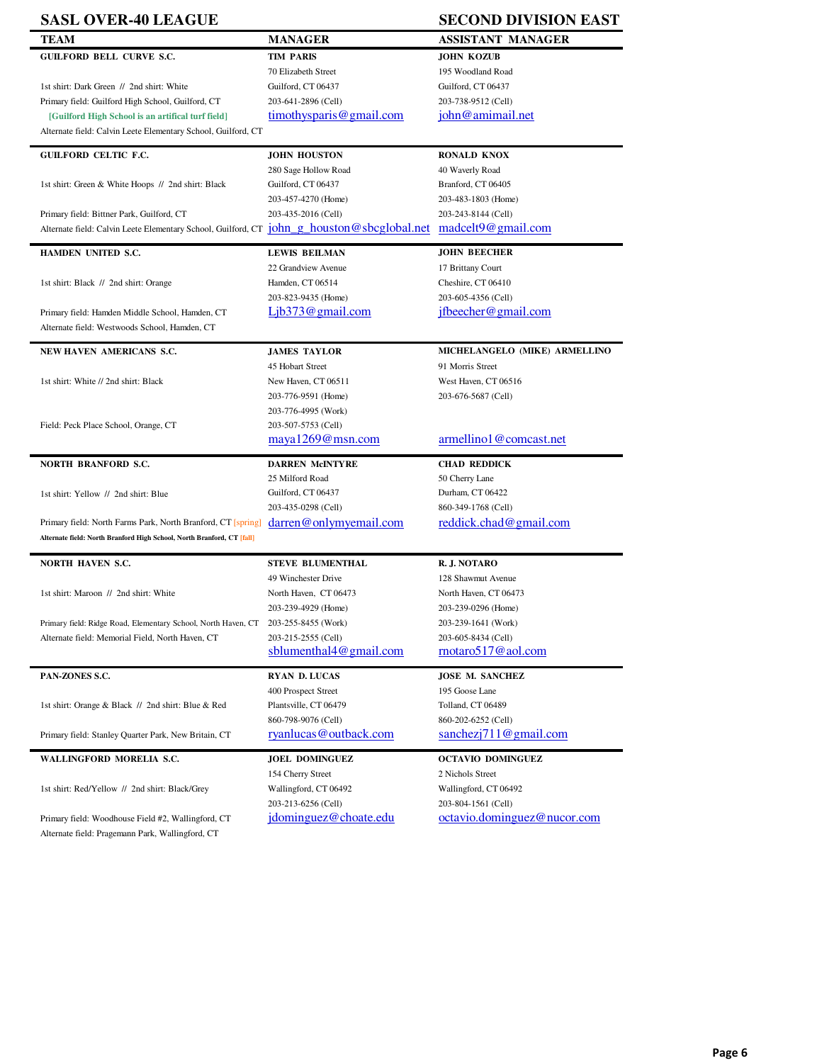# SASL OVER-40 LEAGUE — SECOND DIVISION EAST

| TEAM | MANAGER | ASSISTANT MANAGER |
|---|---|---|
| **GUILFORD BELL CURVE S.C.**<br>1st shirt: Dark Green // 2nd shirt: White<br>Primary field: Guilford High School, Guilford, CT<br>[Guilford High School is an artifical turf field]<br>Alternate field: Calvin Leete Elementary School, Guilford, CT | **TIM PARIS**<br>70 Elizabeth Street<br>Guilford, CT 06437<br>203-641-2896 (Cell)<br>timothysparis@gmail.com | **JOHN KOZUB**<br>195 Woodland Road<br>Guilford, CT 06437<br>203-738-9512 (Cell)<br>john@amimail.net |
| **GUILFORD CELTIC F.C.**<br>1st shirt: Green & White Hoops // 2nd shirt: Black<br>Primary field: Bittner Park, Guilford, CT<br>Alternate field: Calvin Leete Elementary School, Guilford, CT | **JOHN HOUSTON**<br>280 Sage Hollow Road<br>Guilford, CT 06437<br>203-457-4270 (Home)<br>203-435-2016 (Cell)<br>john_g_houston@sbcglobal.net | **RONALD KNOX**<br>40 Waverly Road<br>Branford, CT 06405<br>203-483-1803 (Home)<br>203-243-8144 (Cell)<br>madcelt9@gmail.com |
| **HAMDEN UNITED S.C.**<br>1st shirt: Black // 2nd shirt: Orange<br>Primary field: Hamden Middle School, Hamden, CT<br>Alternate field: Westwoods School, Hamden, CT | **LEWIS BEILMAN**<br>22 Grandview Avenue<br>Hamden, CT 06514<br>203-823-9435 (Home)<br>Ljb373@gmail.com | **JOHN BEECHER**<br>17 Brittany Court<br>Cheshire, CT 06410<br>203-605-4356 (Cell)<br>jfbeecher@gmail.com |
| **NEW HAVEN AMERICANS S.C.**<br>1st shirt: White // 2nd shirt: Black<br>Field: Peck Place School, Orange, CT | **JAMES TAYLOR**<br>45 Hobart Street<br>New Haven, CT 06511<br>203-776-9591 (Home)<br>203-776-4995 (Work)<br>203-507-5753 (Cell)<br>maya1269@msn.com | **MICHELANGELO (MIKE) ARMELLINO**<br>91 Morris Street<br>West Haven, CT 06516<br>203-676-5687 (Cell)<br>armellino1@comcast.net |
| **NORTH BRANFORD S.C.**<br>1st shirt: Yellow // 2nd shirt: Blue<br>Primary field: North Farms Park, North Branford, CT [spring]<br>Alternate field: North Branford High School, North Branford, CT [fall] | **DARREN McINTYRE**<br>25 Milford Road<br>Guilford, CT 06437<br>203-435-0298 (Cell)<br>darren@onlymyemail.com | **CHAD REDDICK**<br>50 Cherry Lane<br>Durham, CT 06422<br>860-349-1768 (Cell)<br>reddick.chad@gmail.com |
| **NORTH HAVEN S.C.**<br>1st shirt: Maroon // 2nd shirt: White<br>Primary field: Ridge Road, Elementary School, North Haven, CT<br>Alternate field: Memorial Field, North Haven, CT | **STEVE BLUMENTHAL**<br>49 Winchester Drive<br>North Haven, CT 06473<br>203-239-4929 (Home)<br>203-255-8455 (Work)<br>203-215-2555 (Cell)<br>sblumenthal4@gmail.com | **R. J. NOTARO**<br>128 Shawmut Avenue<br>North Haven, CT 06473<br>203-239-0296 (Home)<br>203-239-1641 (Work)<br>203-605-8434 (Cell)<br>rnotaro517@aol.com |
| **PAN-ZONES S.C.**<br>1st shirt: Orange & Black // 2nd shirt: Blue & Red<br>Primary field: Stanley Quarter Park, New Britain, CT | **RYAN D. LUCAS**<br>400 Prospect Street<br>Plantsville, CT 06479<br>860-798-9076 (Cell)<br>ryanlucas@outback.com | **JOSE M. SANCHEZ**<br>195 Goose Lane<br>Tolland, CT 06489<br>860-202-6252 (Cell)<br>sanchezj711@gmail.com |
| **WALLINGFORD MORELIA S.C.**<br>1st shirt: Red/Yellow // 2nd shirt: Black/Grey<br>Primary field: Woodhouse Field #2, Wallingford, CT<br>Alternate field: Pragemann Park, Wallingford, CT | **JOEL DOMINGUEZ**<br>154 Cherry Street<br>Wallingford, CT 06492<br>203-213-6256 (Cell)<br>jdominguez@choate.edu | **OCTAVIO DOMINGUEZ**<br>2 Nichols Street<br>Wallingford, CT 06492<br>203-804-1561 (Cell)<br>octavio.dominguez@nucor.com |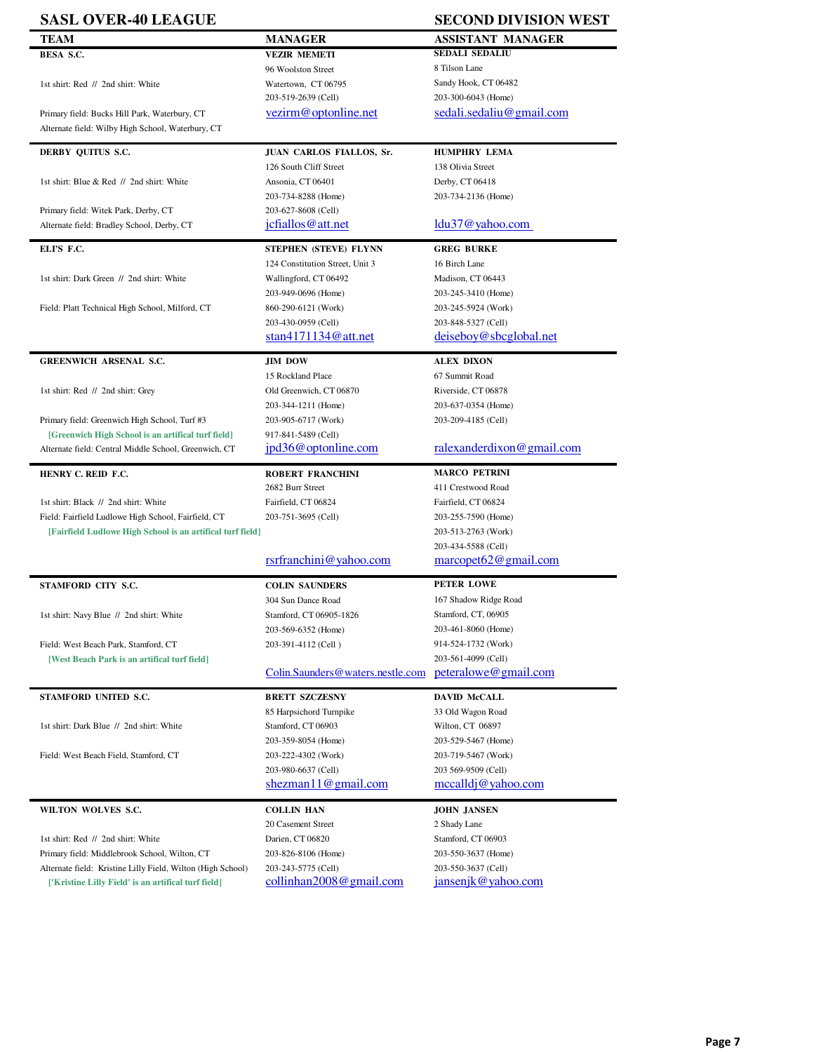# SASL OVER-40 LEAGUE — SECOND DIVISION WEST

| TEAM | MANAGER | ASSISTANT MANAGER |
|---|---|---|
| **BESA S.C.**<br>1st shirt: Red // 2nd shirt: White<br>Primary field: Bucks Hill Park, Waterbury, CT<br>Alternate field: Wilby High School, Waterbury, CT | **VEZIR MEMETI**<br>96 Woolston Street<br>Watertown, CT 06795<br>203-519-2639 (Cell)<br>vezirm@optonline.net | **SEDALI SEDALIU**<br>8 Tilson Lane<br>Sandy Hook, CT 06482<br>203-300-6043 (Home)<br>sedali.sedaliu@gmail.com |
| **DERBY QUITUS S.C.**<br>1st shirt: Blue & Red // 2nd shirt: White<br>Primary field: Witek Park, Derby, CT<br>Alternate field: Bradley School, Derby, CT | **JUAN CARLOS FIALLOS, Sr.**<br>126 South Cliff Street<br>Ansonia, CT 06401<br>203-734-8288 (Home)<br>203-627-8608 (Cell)<br>jcfiallos@att.net | **HUMPHRY LEMA**<br>138 Olivia Street<br>Derby, CT 06418<br>203-734-2136 (Home)<br>ldu37@yahoo.com |
| **ELI'S F.C.**<br>1st shirt: Dark Green // 2nd shirt: White<br>Field: Platt Technical High School, Milford, CT | **STEPHEN (STEVE) FLYNN**<br>124 Constitution Street, Unit 3<br>Wallingford, CT 06492<br>203-949-0696 (Home)<br>860-290-6121 (Work)<br>203-430-0959 (Cell)<br>stan4171134@att.net | **GREG BURKE**<br>16 Birch Lane<br>Madison, CT 06443<br>203-245-3410 (Home)<br>203-245-5924 (Work)<br>203-848-5327 (Cell)<br>deiseboy@sbcglobal.net |
| **GREENWICH ARSENAL S.C.**<br>1st shirt: Red // 2nd shirt: Grey<br>Primary field: Greenwich High School, Turf #3<br>[Greenwich High School is an artifical turf field]<br>Alternate field: Central Middle School, Greenwich, CT | **JIM DOW**<br>15 Rockland Place<br>Old Greenwich, CT 06870<br>203-344-1211 (Home)<br>203-905-6717 (Work)<br>917-841-5489 (Cell)<br>jpd36@optonline.com | **ALEX DIXON**<br>67 Summit Road<br>Riverside, CT 06878<br>203-637-0354 (Home)<br>203-209-4185 (Cell)<br>ralexanderdixon@gmail.com |
| **HENRY C. REID F.C.**<br>1st shirt: Black // 2nd shirt: White<br>Field: Fairfield Ludlowe High School, Fairfield, CT<br>[Fairfield Ludlowe High School is an artifical turf field] | **ROBERT FRANCHINI**<br>2682 Burr Street<br>Fairfield, CT 06824<br>203-751-3695 (Cell)<br>rsrfranchini@yahoo.com | **MARCO PETRINI**<br>411 Crestwood Road<br>Fairfield, CT 06824<br>203-255-7590 (Home)<br>203-513-2763 (Work)<br>203-434-5588 (Cell)<br>marcopet62@gmail.com |
| **STAMFORD CITY S.C.**<br>1st shirt: Navy Blue // 2nd shirt: White<br>Field: West Beach Park, Stamford, CT<br>[West Beach Park is an artifical turf field] | **COLIN SAUNDERS**<br>304 Sun Dance Road<br>Stamford, CT 06905-1826<br>203-569-6352 (Home)<br>203-391-4112 (Cell )<br>Colin.Saunders@waters.nestle.com | **PETER LOWE**<br>167 Shadow Ridge Road<br>Stamford, CT, 06905<br>203-461-8060 (Home)<br>914-524-1732 (Work)<br>203-561-4099 (Cell)<br>peteralowe@gmail.com |
| **STAMFORD UNITED S.C.**<br>1st shirt: Dark Blue // 2nd shirt: White<br>Field: West Beach Field, Stamford, CT | **BRETT SZCZESNY**<br>85 Harpsichord Turnpike<br>Stamford, CT 06903<br>203-359-8054 (Home)<br>203-222-4302 (Work)<br>203-980-6637 (Cell)<br>shezman11@gmail.com | **DAVID McCALL**<br>33 Old Wagon Road<br>Wilton, CT 06897<br>203-529-5467 (Home)<br>203-719-5467 (Work)<br>203 569-9509 (Cell)<br>mccalldj@yahoo.com |
| **WILTON WOLVES S.C.**<br>1st shirt: Red // 2nd shirt: White<br>Primary field: Middlebrook School, Wilton, CT<br>Alternate field: Kristine Lilly Field, Wilton (High School)<br>['Kristine Lilly Field' is an artifical turf field] | **COLLIN HAN**<br>20 Casement Street<br>Darien, CT 06820<br>203-826-8106 (Home)<br>203-243-5775 (Cell)<br>collinhan2008@gmail.com | **JOHN JANSEN**<br>2 Shady Lane<br>Stamford, CT 06903<br>203-550-3637 (Home)<br>203-550-3637 (Cell)<br>jansenjk@yahoo.com |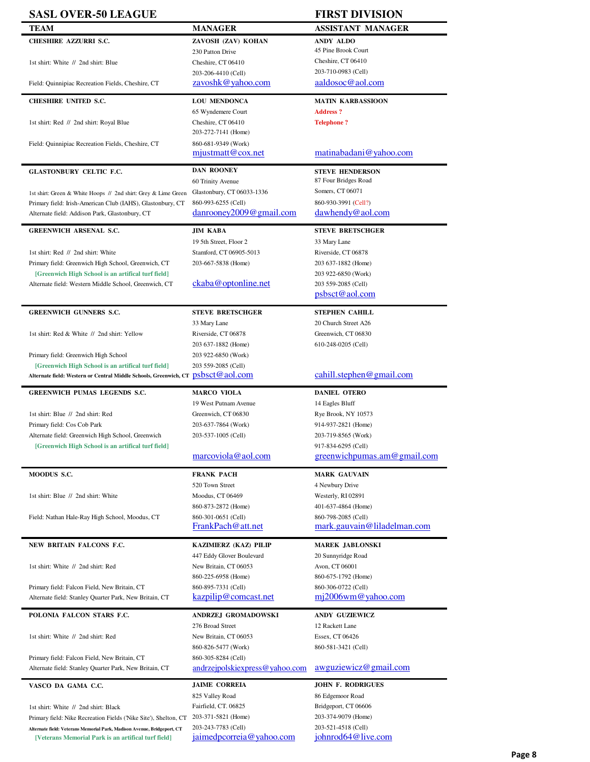# SASL OVER-50 LEAGUE — FIRST DIVISION

| TEAM | MANAGER | ASSISTANT MANAGER |
|---|---|---|
| **CHESHIRE AZZURRI S.C.**<br>1st shirt: White // 2nd shirt: Blue<br>Field: Quinnipiac Recreation Fields, Cheshire, CT | **ZAVOSH (ZAV) KOHAN**<br>230 Patton Drive<br>Cheshire, CT 06410<br>203-206-4410 (Cell)<br>zavoshk@yahoo.com | **ANDY ALDO**<br>45 Pine Brook Court<br>Cheshire, CT 06410<br>203-710-0983 (Cell)<br>aaldosoc@aol.com |
| **CHESHIRE UNITED S.C.**<br>1st shirt: Red // 2nd shirt: Royal Blue<br>Field: Quinnipiac Recreation Fields, Cheshire, CT | **LOU MENDONCA**<br>65 Wyndemere Court<br>Cheshire, CT 06410<br>203-272-7141 (Home)<br>860-681-9349 (Work)<br>mjustmatt@cox.net | **MATIN KARBASSIOON**<br>Address ?<br>Telephone ?<br>matinabadani@yahoo.com |
| **GLASTONBURY CELTIC F.C.**<br>1st shirt: Green & White Hoops // 2nd shirt: Grey & Lime Green<br>Primary field: Irish-American Club (IAHS), Glastonbury, CT<br>Alternate field: Addison Park, Glastonbury, CT | **DAN ROONEY**<br>60 Trinity Avenue<br>Glastonbury, CT 06033-1336<br>860-993-6255 (Cell)<br>danrooney2009@gmail.com | **STEVE HENDERSON**<br>87 Four Bridges Road<br>Somers, CT 06071<br>860-930-3991 (Cell?)<br>dawhendy@aol.com |
| **GREENWICH ARSENAL S.C.**<br>1st shirt: Red // 2nd shirt: White<br>Primary field: Greenwich High School, Greenwich, CT<br>[Greenwich High School is an artifical turf field]<br>Alternate field: Western Middle School, Greenwich, CT | **JIM KABA**<br>19 5th Street, Floor 2<br>Stamford, CT 06905-5013<br>203-667-5838 (Home)<br>ckaba@optonline.net | **STEVE BRETSCHGER**<br>33 Mary Lane<br>Riverside, CT 06878<br>203 637-1882 (Home)<br>203 922-6850 (Work)<br>203 559-2085 (Cell)<br>psbsct@aol.com |
| **GREENWICH GUNNERS S.C.**<br>1st shirt: Red & White // 2nd shirt: Yellow<br>Primary field: Greenwich High School<br>[Greenwich High School is an artifical turf field]<br>Alternate field: Western or Central Middle Schools, Greenwich, CT | **STEVE BRETSCHGER**<br>33 Mary Lane<br>Riverside, CT 06878<br>203 637-1882 (Home)<br>203 922-6850 (Work)<br>203 559-2085 (Cell)<br>psbsct@aol.com | **STEPHEN CAHILL**<br>20 Church Street A26<br>Greenwich, CT 06830<br>610-248-0205 (Cell)<br>cahill.stephen@gmail.com |
| **GREENWICH PUMAS LEGENDS S.C.**<br>1st shirt: Blue // 2nd shirt: Red<br>Primary field: Cos Cob Park<br>Alternate field: Greenwich High School, Greenwich<br>[Greenwich High School is an artifical turf field] | **MARCO VIOLA**<br>19 West Putnam Avenue<br>Greenwich, CT 06830<br>203-637-7864 (Work)<br>203-537-1005 (Cell)<br>marcoviola@aol.com | **DANIEL OTERO**<br>14 Eagles Bluff<br>Rye Brook, NY 10573<br>914-937-2821 (Home)<br>203-719-8565 (Work)<br>917-834-6295 (Cell)<br>greenwichpumas.am@gmail.com |
| **MOODUS S.C.**<br>1st shirt: Blue // 2nd shirt: White<br>Field: Nathan Hale-Ray High School, Moodus, CT | **FRANK PACH**<br>520 Town Street<br>Moodus, CT 06469<br>860-873-2872 (Home)<br>860-301-0651 (Cell)<br>FrankPach@att.net | **MARK GAUVAIN**<br>4 Newbury Drive<br>Westerly, RI 02891<br>401-637-4864 (Home)<br>860-798-2085 (Cell)<br>mark.gauvain@liladelman.com |
| **NEW BRITAIN FALCONS F.C.**<br>1st shirt: White // 2nd shirt: Red<br>Primary field: Falcon Field, New Britain, CT<br>Alternate field: Stanley Quarter Park, New Britain, CT | **KAZIMIERZ (KAZ) PILIP**<br>447 Eddy Glover Boulevard<br>New Britain, CT 06053<br>860-225-6958 (Home)<br>860-895-7331 (Cell)<br>kazpilip@comcast.net | **MAREK JABLONSKI**<br>20 Sunnyridge Road<br>Avon, CT 06001<br>860-675-1792 (Home)<br>860-306-0722 (Cell)<br>mj2006wm@yahoo.com |
| **POLONIA FALCON STARS F.C.**<br>1st shirt: White // 2nd shirt: Red<br>Primary field: Falcon Field, New Britain, CT<br>Alternate field: Stanley Quarter Park, New Britain, CT | **ANDRZEJ GROMADOWSKI**<br>276 Broad Street<br>New Britain, CT 06053<br>860-826-5477 (Work)<br>860-305-8284 (Cell)<br>andrzejpolskiexpress@yahoo.com | **ANDY GUZIEWICZ**<br>12 Rackett Lane<br>Essex, CT 06426<br>860-581-3421 (Cell)<br>awguziewicz@gmail.com |
| **VASCO DA GAMA C.C.**<br>1st shirt: White // 2nd shirt: Black<br>Primary field: Nike Recreation Fields ('Nike Site'), Shelton, CT<br>Alternate field: Veterans Memorial Park, Madison Avenue, Bridgeport, CT<br>[Veterans Memorial Park is an artifical turf field] | **JAIME CORREIA**<br>825 Valley Road<br>Fairfield, CT. 06825<br>203-371-5821 (Home)<br>203-243-7783 (Cell)<br>jaimedpcorreia@yahoo.com | **JOHN F. RODRIGUES**<br>86 Edgemoor Road<br>Bridgeport, CT 06606<br>203-374-9079 (Home)<br>203-521-4518 (Cell)<br>johnrod64@live.com |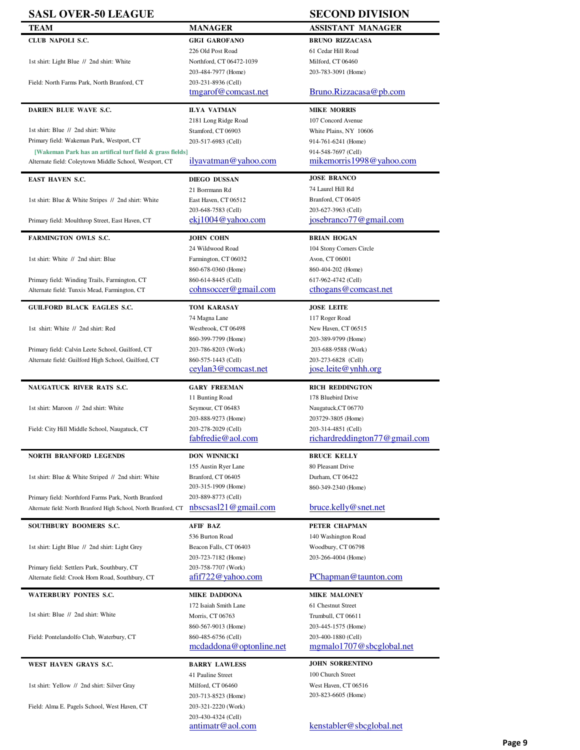# SASL OVER-50 LEAGUE

## SECOND DIVISION

| TEAM | MANAGER | ASSISTANT MANAGER |
|---|---|---|
| **CLUB NAPOLI S.C.**<br>1st shirt: Light Blue // 2nd shirt: White<br>Field: North Farms Park, North Branford, CT | **GIGI GAROFANO**<br>226 Old Post Road<br>Northford, CT 06472-1039<br>203-484-7977 (Home)<br>203-231-8936 (Cell)<br>tmgarof@comcast.net | **BRUNO RIZZACASA**<br>61 Cedar Hill Road<br>Milford, CT 06460<br>203-783-3091 (Home)<br>Bruno.Rizzacasa@pb.com |
| **DARIEN BLUE WAVE S.C.**<br>1st shirt: Blue // 2nd shirt: White<br>Primary field: Wakeman Park, Westport, CT<br>[Wakeman Park has an artifical turf field & grass fields]<br>Alternate field: Coleytown Middle School, Westport, CT | **ILYA VATMAN**<br>2181 Long Ridge Road<br>Stamford, CT 06903<br>203-517-6983 (Cell)<br>ilyavatman@yahoo.com | **MIKE MORRIS**<br>107 Concord Avenue<br>White Plains, NY 10606<br>914-761-6241 (Home)<br>914-548-7697 (Cell)<br>mikemorris1998@yahoo.com |
| **EAST HAVEN S.C.**<br>1st shirt: Blue & White Stripes // 2nd shirt: White<br>Primary field: Moulthrop Street, East Haven, CT | **DIEGO DUSSAN**<br>21 Borrmann Rd<br>East Haven, CT 06512<br>203-648-7583 (Cell)<br>ekj1004@yahoo.com | **JOSE BRANCO**<br>74 Laurel Hill Rd<br>Branford, CT 06405<br>203-627-3963 (Cell)<br>josebranco77@gmail.com |
| **FARMINGTON OWLS S.C.**<br>1st shirt: White // 2nd shirt: Blue<br>Primary field: Winding Trails, Farmington, CT<br>Alternate field: Tunxis Mead, Farmington, CT | **JOHN COHN**<br>24 Wildwood Road<br>Farmington, CT 06032<br>860-678-0360 (Home)<br>860-614-8445 (Cell)<br>cohnsoccer@gmail.com | **BRIAN HOGAN**<br>104 Stony Corners Circle<br>Avon, CT 06001<br>860-404-202 (Home)<br>617-962-4742 (Cell)<br>cthogans@comcast.net |
| **GUILFORD BLACK EAGLES S.C.**<br>1st shirt: White // 2nd shirt: Red<br>Primary field: Calvin Leete School, Guilford, CT<br>Alternate field: Guilford High School, Guilford, CT | **TOM KARASAY**<br>74 Magna Lane<br>Westbrook, CT 06498<br>860-399-7799 (Home)<br>203-786-8203 (Work)<br>860-575-1443 (Cell)<br>ceylan3@comcast.net | **JOSE LEITE**<br>117 Roger Road<br>New Haven, CT 06515<br>203-389-9799 (Home)<br>203-688-9588 (Work)<br>203-273-6828 (Cell)<br>jose.leite@ynhh.org |
| **NAUGATUCK RIVER RATS S.C.**<br>1st shirt: Maroon // 2nd shirt: White<br>Field: City Hill Middle School, Naugatuck, CT | **GARY FREEMAN**<br>11 Bunting Road<br>Seymour, CT 06483<br>203-888-9273 (Home)<br>203-278-2029 (Cell)<br>fabfredie@aol.com | **RICH REDDINGTON**<br>178 Bluebird Drive<br>Naugatuck,CT 06770<br>203729-3805 (Home)<br>203-314-4851 (Cell)<br>richardreddington77@gmail.com |
| **NORTH BRANFORD LEGENDS**<br>1st shirt: Blue & White Striped // 2nd shirt: White<br>Primary field: Northford Farms Park, North Branford<br>Alternate field: North Branford High School, North Branford, CT | **DON WINNICKI**<br>155 Austin Ryer Lane<br>Branford, CT 06405<br>203-315-1909 (Home)<br>203-889-8773 (Cell)<br>nbscsasl21@gmail.com | **BRUCE KELLY**<br>80 Pleasant Drive<br>Durham, CT 06422<br>860-349-2340 (Home)<br>bruce.kelly@snet.net |
| **SOUTHBURY BOOMERS S.C.**<br>1st shirt: Light Blue // 2nd shirt: Light Grey<br>Primary field: Settlers Park, Southbury, CT<br>Alternate field: Crook Horn Road, Southbury, CT | **AFIF BAZ**<br>536 Burton Road<br>Beacon Falls, CT 06403<br>203-723-7182 (Home)<br>203-758-7707 (Work)<br>afif722@yahoo.com | **PETER CHAPMAN**<br>140 Washington Road<br>Woodbury, CT 06798<br>203-266-4004 (Home)<br>PChapman@taunton.com |
| **WATERBURY PONTES S.C.**<br>1st shirt: Blue // 2nd shirt: White<br>Field: Pontelandolfo Club, Waterbury, CT | **MIKE DADDONA**<br>172 Isaiah Smith Lane<br>Morris, CT 06763<br>860-567-9013 (Home)<br>860-485-6756 (Cell)<br>mcdaddona@optonline.net | **MIKE MALONEY**<br>61 Chestnut Street<br>Trumbull, CT 06611<br>203-445-1575 (Home)<br>203-400-1880 (Cell)<br>mgmalo1707@sbcglobal.net |
| **WEST HAVEN GRAYS S.C.**<br>1st shirt: Yellow // 2nd shirt: Silver Gray<br>Field: Alma E. Pagels School, West Haven, CT | **BARRY LAWLESS**<br>41 Pauline Street<br>Milford, CT 06460<br>203-713-8523 (Home)<br>203-321-2220 (Work)<br>203-430-4324 (Cell)<br>antimatr@aol.com | **JOHN SORRENTINO**<br>100 Church Street<br>West Haven, CT 06516<br>203-823-6605 (Home)<br>kenstabler@sbcglobal.net |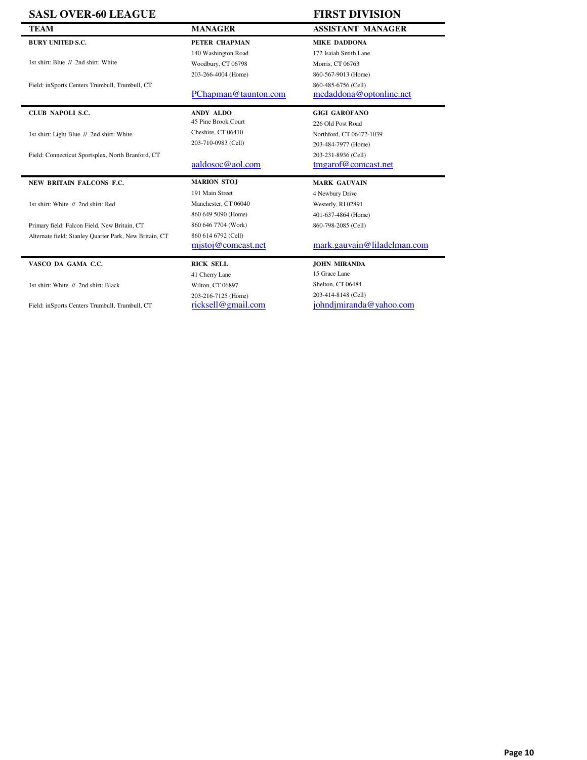# SASL OVER-60 LEAGUE — FIRST DIVISION

| TEAM | MANAGER | ASSISTANT MANAGER |
|---|---|---|
| **BURY UNITED S.C.**<br><br>1st shirt: Blue // 2nd shirt: White<br><br>Field: inSports Centers Trumbull, Trumbull, CT | **PETER CHAPMAN**<br>140 Washington Road<br>Woodbury, CT 06798<br>203-266-4004 (Home)<br>PChapman@taunton.com | **MIKE DADDONA**<br>172 Isaiah Smith Lane<br>Morris, CT 06763<br>860-567-9013 (Home)<br>860-485-6756 (Cell)<br>mcdaddona@optonline.net |
| **CLUB NAPOLI S.C.**<br><br>1st shirt: Light Blue // 2nd shirt: White<br><br>Field: Connecticut Sportsplex, North Branford, CT | **ANDY ALDO**<br>45 Pine Brook Court<br>Cheshire, CT 06410<br>203-710-0983 (Cell)<br>aaldosoc@aol.com | **GIGI GAROFANO**<br>226 Old Post Road<br>Northford, CT 06472-1039<br>203-484-7977 (Home)<br>203-231-8936 (Cell)<br>tmgarof@comcast.net |
| **NEW BRITAIN FALCONS F.C.**<br><br>1st shirt: White // 2nd shirt: Red<br><br>Primary field: Falcon Field, New Britain, CT<br>Alternate field: Stanley Quarter Park, New Britain, CT | **MARION STOJ**<br>191 Main Street<br>Manchester, CT 06040<br>860 649 5090 (Home)<br>860 646 7704 (Work)<br>860 614 6792 (Cell)<br>mjstoj@comcast.net | **MARK GAUVAIN**<br>4 Newbury Drive<br>Westerly, RI 02891<br>401-637-4864 (Home)<br>860-798-2085 (Cell)<br>mark.gauvain@liladelman.com |
| **VASCO DA GAMA C.C.**<br><br>1st shirt: White // 2nd shirt: Black<br><br>Field: inSports Centers Trumbull, Trumbull, CT | **RICK SELL**<br>41 Cherry Lane<br>Wilton, CT 06897<br>203-216-7125 (Home)<br>ricksell@gmail.com | **JOHN MIRANDA**<br>15 Grace Lane<br>Shelton, CT 06484<br>203-414-8148 (Cell)<br>johndjmiranda@yahoo.com |